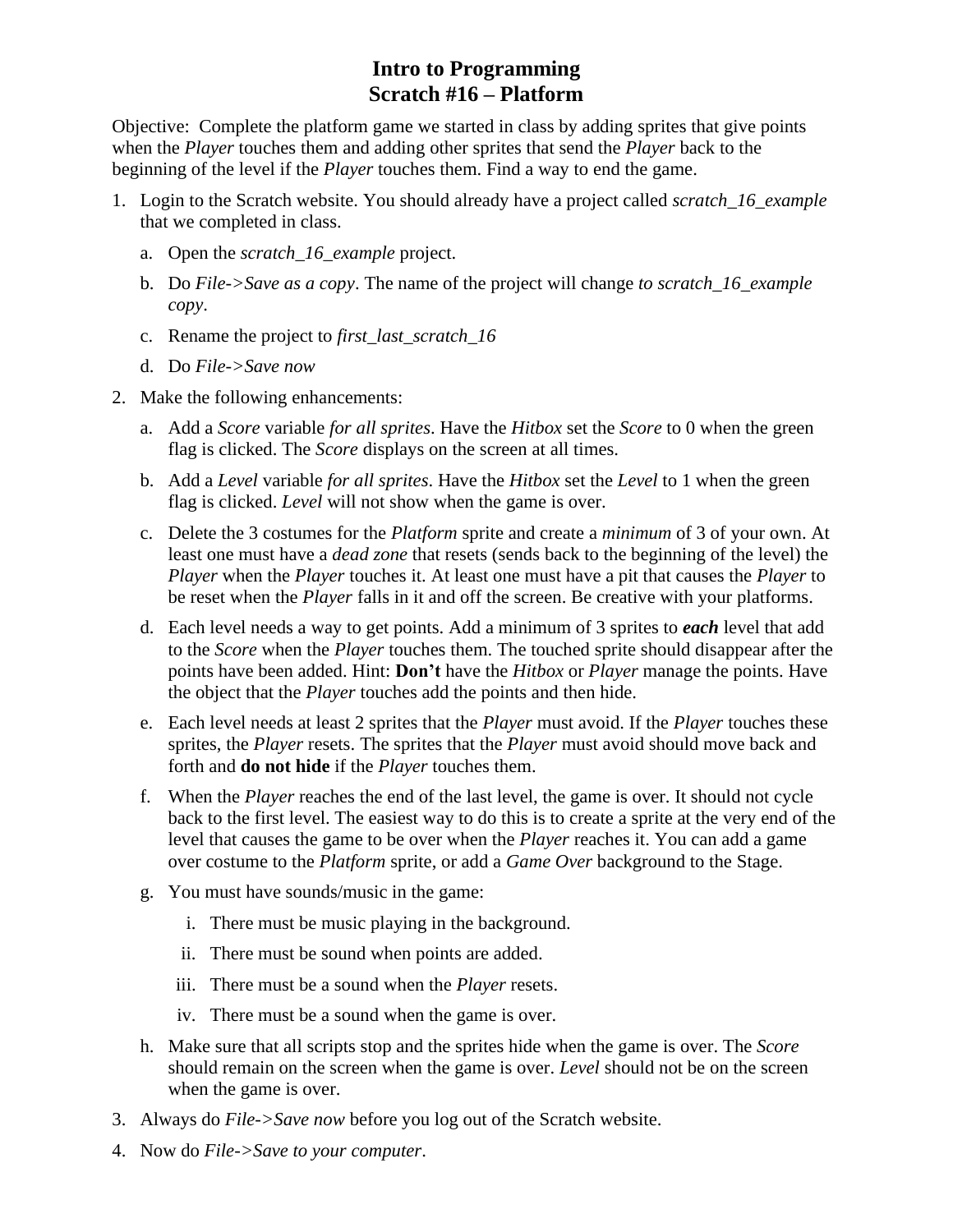# Intro to Programming
# Scratch #16 – Platform

Objective: Complete the platform game we started in class by adding sprites that give points when the *Player* touches them and adding other sprites that send the *Player* back to the beginning of the level if the *Player* touches them. Find a way to end the game.

1. Login to the Scratch website. You should already have a project called *scratch_16_example* that we completed in class.
   a. Open the *scratch_16_example* project.
   b. Do *File->Save as a copy*. The name of the project will change *to scratch_16_example copy*.
   c. Rename the project to *first_last_scratch_16*
   d. Do *File->Save now*
2. Make the following enhancements:
   a. Add a *Score* variable *for all sprites*. Have the *Hitbox* set the *Score* to 0 when the green flag is clicked. The *Score* displays on the screen at all times.
   b. Add a *Level* variable *for all sprites*. Have the *Hitbox* set the *Level* to 1 when the green flag is clicked. *Level* will not show when the game is over.
   c. Delete the 3 costumes for the *Platform* sprite and create a *minimum* of 3 of your own. At least one must have a *dead zone* that resets (sends back to the beginning of the level) the *Player* when the *Player* touches it. At least one must have a pit that causes the *Player* to be reset when the *Player* falls in it and off the screen. Be creative with your platforms.
   d. Each level needs a way to get points. Add a minimum of 3 sprites to ***each*** level that add to the *Score* when the *Player* touches them. The touched sprite should disappear after the points have been added. Hint: **Don't** have the *Hitbox* or *Player* manage the points. Have the object that the *Player* touches add the points and then hide.
   e. Each level needs at least 2 sprites that the *Player* must avoid. If the *Player* touches these sprites, the *Player* resets. The sprites that the *Player* must avoid should move back and forth and **do not hide** if the *Player* touches them.
   f. When the *Player* reaches the end of the last level, the game is over. It should not cycle back to the first level. The easiest way to do this is to create a sprite at the very end of the level that causes the game to be over when the *Player* reaches it. You can add a game over costume to the *Platform* sprite, or add a *Game Over* background to the Stage.
   g. You must have sounds/music in the game:
      i. There must be music playing in the background.
      ii. There must be sound when points are added.
      iii. There must be a sound when the *Player* resets.
      iv. There must be a sound when the game is over.
   h. Make sure that all scripts stop and the sprites hide when the game is over. The *Score* should remain on the screen when the game is over. *Level* should not be on the screen when the game is over.
3. Always do *File->Save now* before you log out of the Scratch website.
4. Now do *File->Save to your computer*.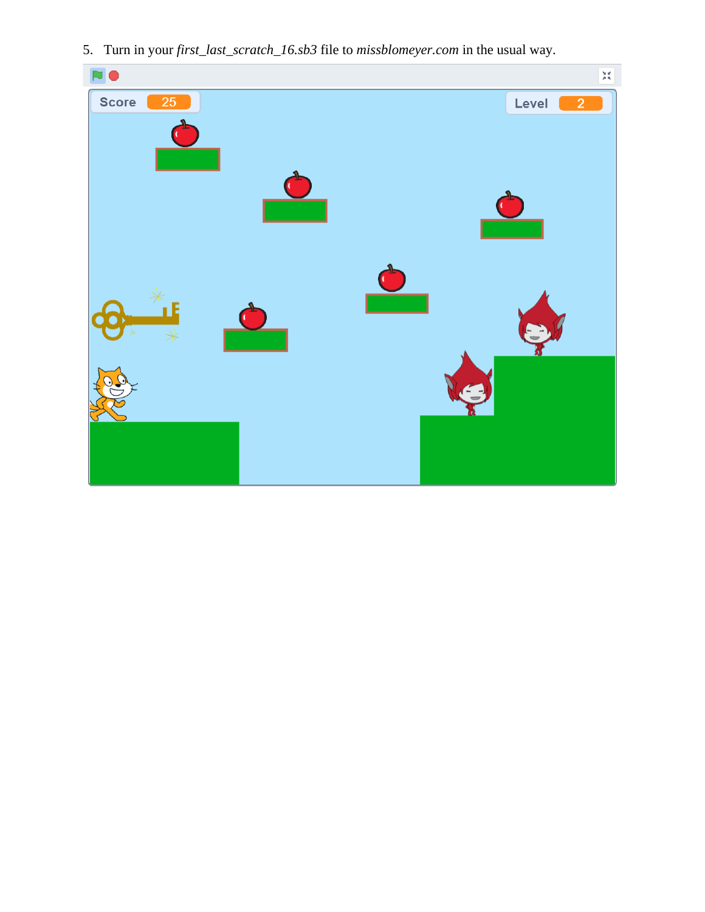5. Turn in your *first_last_scratch_16.sb3* file to *missblomeyer.com* in the usual way.